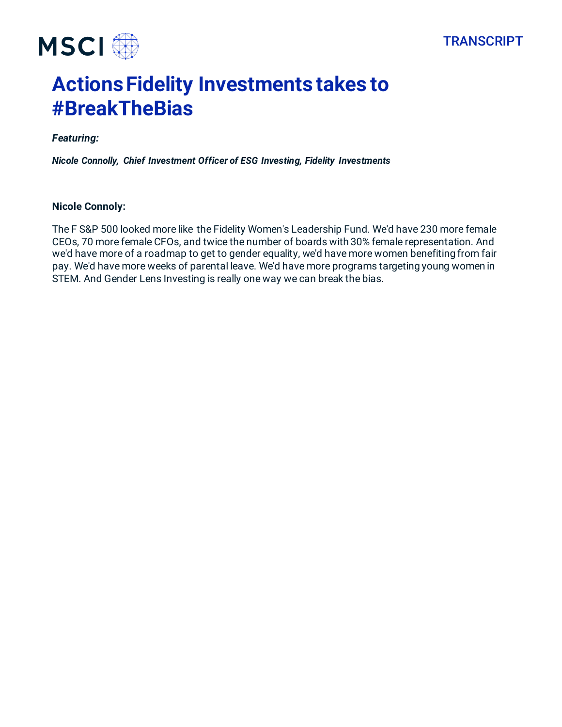TRANSCRIPT

# Actions Fidelity Investments takes to #BreakTheBias

***Featuring:***

***Nicole Connolly, Chief Investment Officer of ESG Investing, Fidelity Investments***

**Nicole Connoly:**

The F S&P 500 looked more like the Fidelity Women's Leadership Fund. We'd have 230 more female CEOs, 70 more female CFOs, and twice the number of boards with 30% female representation. And we'd have more of a roadmap to get to gender equality, we'd have more women benefiting from fair pay. We'd have more weeks of parental leave. We'd have more programs targeting young women in STEM. And Gender Lens Investing is really one way we can break the bias.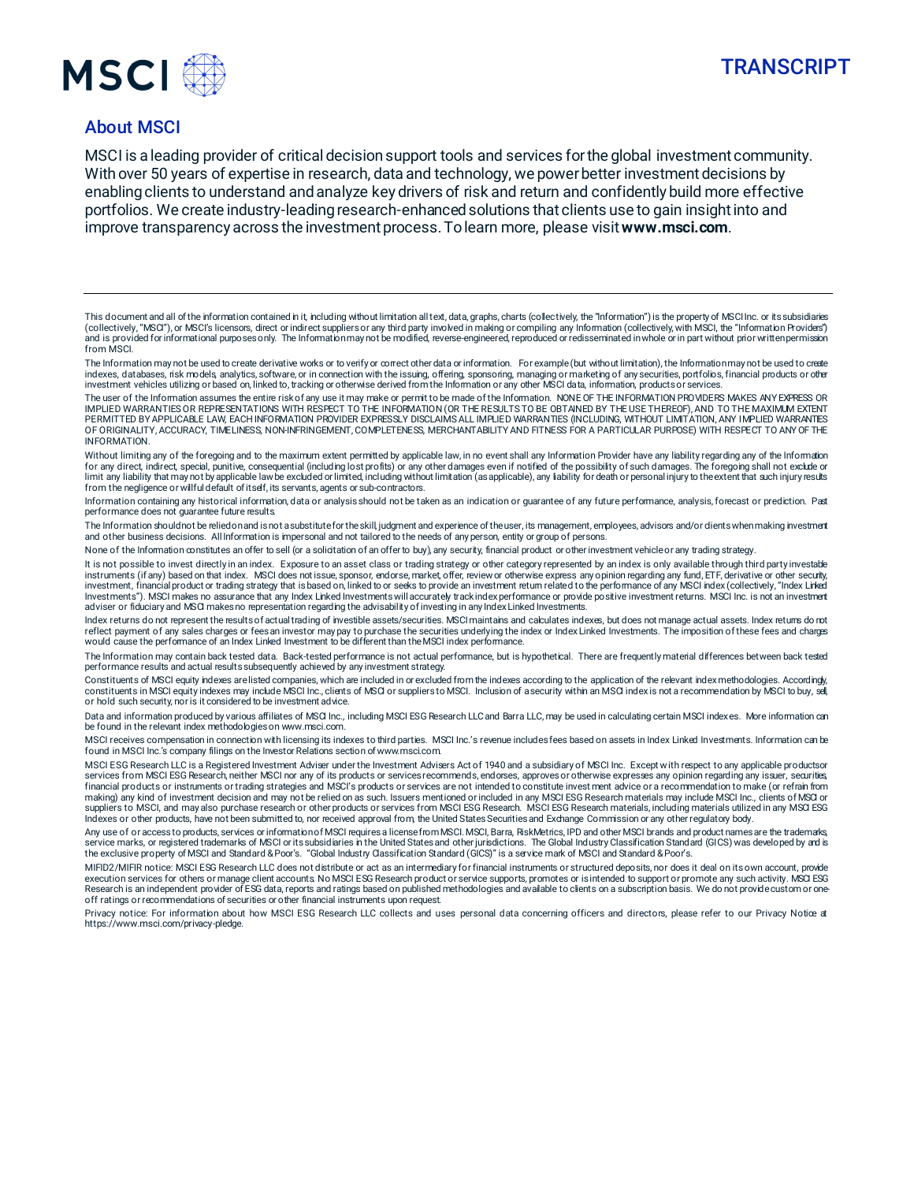## About MSCI

MSCI is a leading provider of critical decision support tools and services for the global investment community. With over 50 years of expertise in research, data and technology, we power better investment decisions by enabling clients to understand and analyze key drivers of risk and return and confidently build more effective portfolios. We create industry-leading research-enhanced solutions that clients use to gain insight into and improve transparency across the investment process. To learn more, please visit **www.msci.com**.

---

This document and all of the information contained in it, including without limitation all text, data, graphs, charts (collectively, the "Information") is the property of MSCI Inc. or its subsidiaries (collectively, "MSCI"), or MSCI's licensors, direct or indirect suppliers or any third party involved in making or compiling any Information (collectively, with MSCI, the "Information Providers") and is provided for informational purposes only. The Information may not be modified, reverse-engineered, reproduced or redisseminated in whole or in part without prior written permission from MSCI.

The Information may not be used to create derivative works or to verify or correct other data or information. For example (but without limitation), the Information may not be used to create indexes, databases, risk models, analytics, software, or in connection with the issuing, offering, sponsoring, managing or marketing of any securities, portfolios, financial products or other investment vehicles utilizing or based on, linked to, tracking or otherwise derived from the Information or any other MSCI data, information, products or services.

The user of the Information assumes the entire risk of any use it may make or permit to be made of the Information. NONE OF THE INFORMATION PROVIDERS MAKES ANY EXPRESS OR IMPLIED WARRANTIES OR REPRESENTATIONS WITH RESPECT TO THE INFORMATION (OR THE RESULTS TO BE OBTAINED BY THE USE THEREOF), AND TO THE MAXIMUM EXTENT PERMITTED BY APPLICABLE LAW, EACH INFORMATION PROVIDER EXPRESSLY DISCLAIMS ALL IMPLIED WARRANTIES (INCLUDING, WITHOUT LIMITATION, ANY IMPLIED WARRANTIES OF ORIGINALITY, ACCURACY, TIMELINESS, NON-INFRINGEMENT, COMPLETENESS, MERCHANTABILITY AND FITNESS FOR A PARTICULAR PURPOSE) WITH RESPECT TO ANY OF THE INFORMATION.

Without limiting any of the foregoing and to the maximum extent permitted by applicable law, in no event shall any Information Provider have any liability regarding any of the Information for any direct, indirect, special, punitive, consequential (including lost profits) or any other damages even if notified of the possibility of such damages. The foregoing shall not exclude or limit any liability that may not by applicable law be excluded or limited, including without limitation (as applicable), any liability for death or personal injury to the extent that such injury results from the negligence or willful default of itself, its servants, agents or sub-contractors.

Information containing any historical information, data or analysis should not be taken as an indication or guarantee of any future performance, analysis, forecast or prediction. Past performance does not guarantee future results.

The Information should not be relied on and is not a substitute for the skill, judgment and experience of the user, its management, employees, advisors and/or clients when making investment and other business decisions. All Information is impersonal and not tailored to the needs of any person, entity or group of persons.

None of the Information constitutes an offer to sell (or a solicitation of an offer to buy), any security, financial product or other investment vehicle or any trading strategy.

It is not possible to invest directly in an index. Exposure to an asset class or trading strategy or other category represented by an index is only available through third party investable instruments (if any) based on that index. MSCI does not issue, sponsor, endorse, market, offer, review or otherwise express any opinion regarding any fund, ETF, derivative or other security, investment, financial product or trading strategy that is based on, linked to or seeks to provide an investment return related to the performance of any MSCI index (collectively, "Index Linked Investments"). MSCI makes no assurance that any Index Linked Investments will accurately track index performance or provide positive investment returns. MSCI Inc. is not an investment adviser or fiduciary and MSCI makes no representation regarding the advisability of investing in any Index Linked Investments.

Index returns do not represent the results of actual trading of investible assets/securities. MSCI maintains and calculates indexes, but does not manage actual assets. Index returns do not reflect payment of any sales charges or fees an investor may pay to purchase the securities underlying the index or Index Linked Investments. The imposition of these fees and charges would cause the performance of an Index Linked Investment to be different than the MSCI index performance.

The Information may contain back tested data. Back-tested performance is not actual performance, but is hypothetical. There are frequently material differences between back tested performance results and actual results subsequently achieved by any investment strategy.

Constituents of MSCI equity indexes are listed companies, which are included in or excluded from the indexes according to the application of the relevant index methodologies. Accordingly, constituents in MSCI equity indexes may include MSCI Inc., clients of MSCI or suppliers to MSCI. Inclusion of a security within an MSCI index is not a recommendation by MSCI to buy, sell, or hold such security, nor is it considered to be investment advice.

Data and information produced by various affiliates of MSCI Inc., including MSCI ESG Research LLC and Barra LLC, may be used in calculating certain MSCI indexes. More information can be found in the relevant index methodologies on www.msci.com.

MSCI receives compensation in connection with licensing its indexes to third parties. MSCI Inc.'s revenue includes fees based on assets in Index Linked Investments. Information can be found in MSCI Inc.'s company filings on the Investor Relations section of www.msci.com.

MSCI ESG Research LLC is a Registered Investment Adviser under the Investment Advisers Act of 1940 and a subsidiary of MSCI Inc. Except with respect to any applicable products or services from MSCI ESG Research, neither MSCI nor any of its products or services recommends, endorses, approves or otherwise expresses any opinion regarding any issuer, securities, financial products or instruments or trading strategies and MSCI's products or services are not intended to constitute investment advice or a recommendation to make (or refrain from making) any kind of investment decision and may not be relied on as such. Issuers mentioned or included in any MSCI ESG Research materials may include MSCI Inc., clients of MSCI or suppliers to MSCI, and may also purchase research or other products or services from MSCI ESG Research. MSCI ESG Research materials, including materials utilized in any MSCI ESG Indexes or other products, have not been submitted to, nor received approval from, the United States Securities and Exchange Commission or any other regulatory body.

Any use of or access to products, services or information of MSCI requires a license from MSCI. MSCI, Barra, RiskMetrics, IPD and other MSCI brands and product names are the trademarks, service marks, or registered trademarks of MSCI or its subsidiaries in the United States and other jurisdictions. The Global Industry Classification Standard (GICS) was developed by and is the exclusive property of MSCI and Standard & Poor's. "Global Industry Classification Standard (GICS)" is a service mark of MSCI and Standard & Poor's.

MIFID2/MIFIR notice: MSCI ESG Research LLC does not distribute or act as an intermediary for financial instruments or structured deposits, nor does it deal on its own account, provide execution services for others or manage client accounts. No MSCI ESG Research product or service supports, promotes or is intended to support or promote any such activity. MSCI ESG Research is an independent provider of ESG data, reports and ratings based on published methodologies and available to clients on a subscription basis. We do not provide custom or one-off ratings or recommendations of securities or other financial instruments upon request.

Privacy notice: For information about how MSCI ESG Research LLC collects and uses personal data concerning officers and directors, please refer to our Privacy Notice at https://www.msci.com/privacy-pledge.